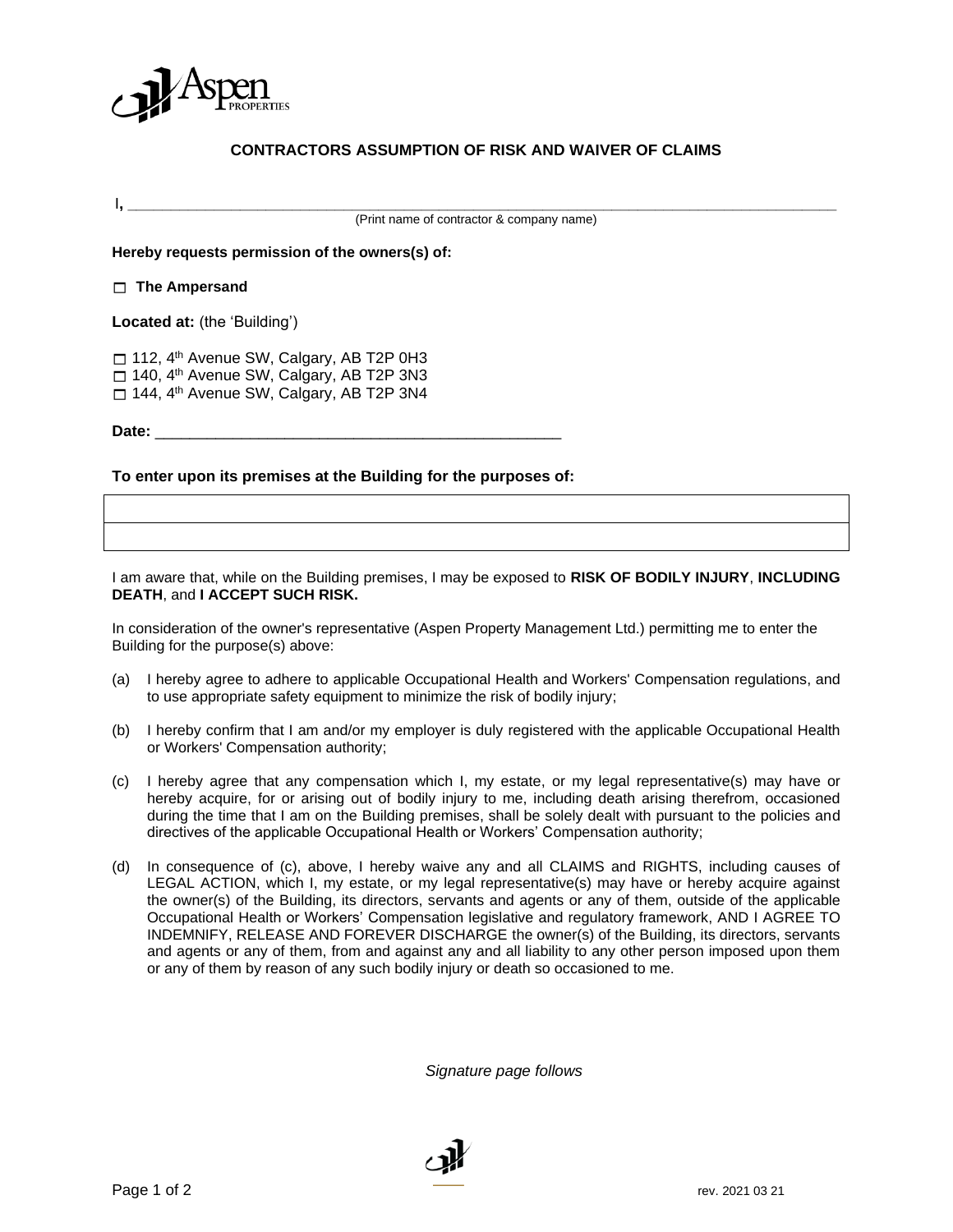## CONTRACTORS ASSUMPTION OF RISK AND WAIVER OF CLAIMS

I, ______________________________________________________________________________
(Print name of contractor & company name)

**Hereby requests permission of the owners(s) of:**

☐ **The Ampersand**

**Located at:** (the 'Building')

☐ 112, 4th Avenue SW, Calgary, AB T2P 0H3
☐ 140, 4th Avenue SW, Calgary, AB T2P 3N3
☐ 144, 4th Avenue SW, Calgary, AB T2P 3N4

**Date:** ______________________________________________

**To enter upon its premises at the Building for the purposes of:**

| |
|---|
| |

I am aware that, while on the Building premises, I may be exposed to **RISK OF BODILY INJURY**, **INCLUDING DEATH**, and **I ACCEPT SUCH RISK.**

In consideration of the owner's representative (Aspen Property Management Ltd.) permitting me to enter the Building for the purpose(s) above:

(a) I hereby agree to adhere to applicable Occupational Health and Workers' Compensation regulations, and to use appropriate safety equipment to minimize the risk of bodily injury;

(b) I hereby confirm that I am and/or my employer is duly registered with the applicable Occupational Health or Workers' Compensation authority;

(c) I hereby agree that any compensation which I, my estate, or my legal representative(s) may have or hereby acquire, for or arising out of bodily injury to me, including death arising therefrom, occasioned during the time that I am on the Building premises, shall be solely dealt with pursuant to the policies and directives of the applicable Occupational Health or Workers' Compensation authority;

(d) In consequence of (c), above, I hereby waive any and all CLAIMS and RIGHTS, including causes of LEGAL ACTION, which I, my estate, or my legal representative(s) may have or hereby acquire against the owner(s) of the Building, its directors, servants and agents or any of them, outside of the applicable Occupational Health or Workers' Compensation legislative and regulatory framework, AND I AGREE TO INDEMNIFY, RELEASE AND FOREVER DISCHARGE the owner(s) of the Building, its directors, servants and agents or any of them, from and against any and all liability to any other person imposed upon them or any of them by reason of any such bodily injury or death so occasioned to me.

*Signature page follows*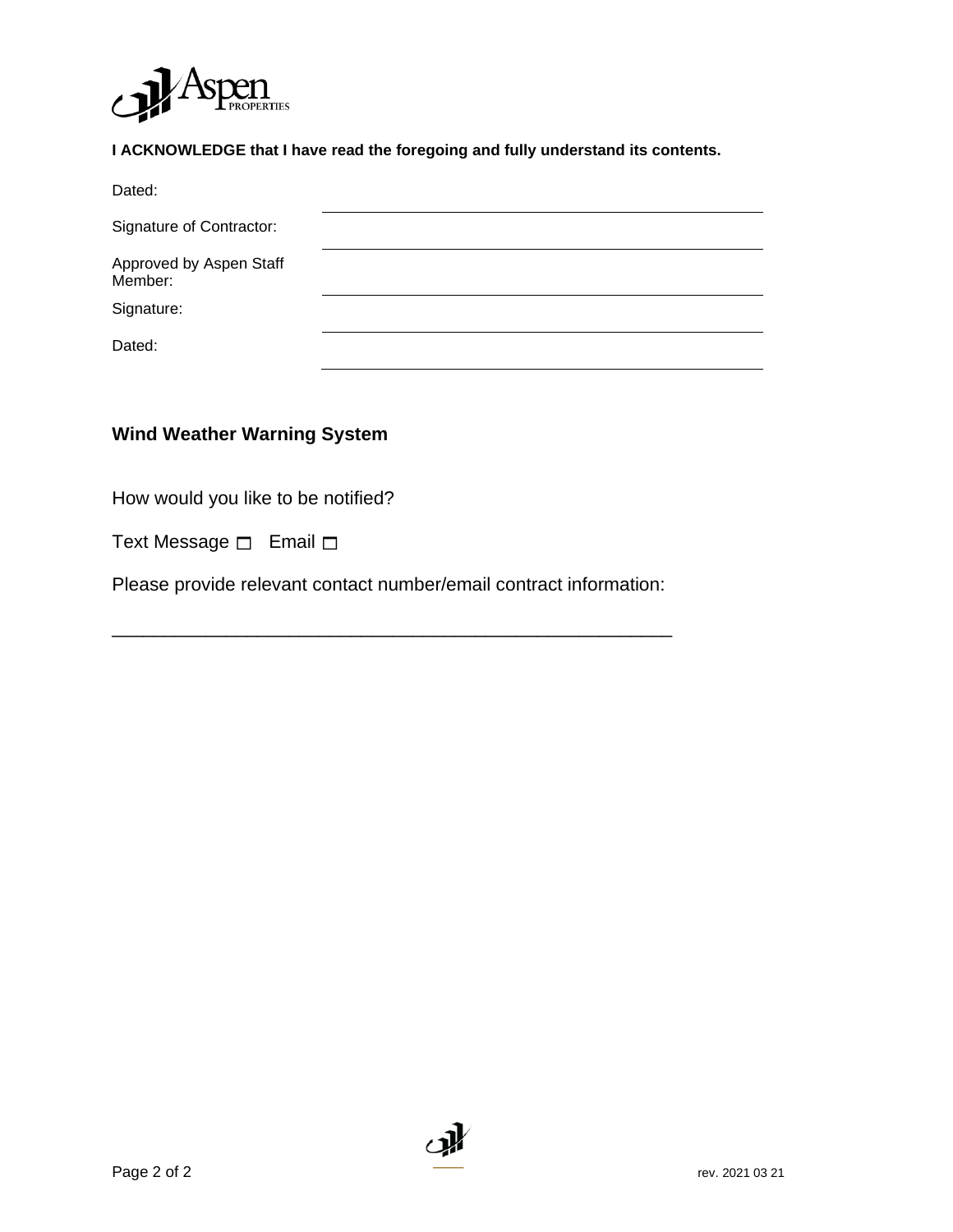**I ACKNOWLEDGE that I have read the foregoing and fully understand its contents.**

| | |
|---|---|
| Dated: | |
| Signature of Contractor: | |
| Approved by Aspen Staff Member: | |
| Signature: | |
| Dated: | |

## Wind Weather Warning System

How would you like to be notified?

Text Message ☐ Email ☐

Please provide relevant contact number/email contract information:

_______________________________________________________